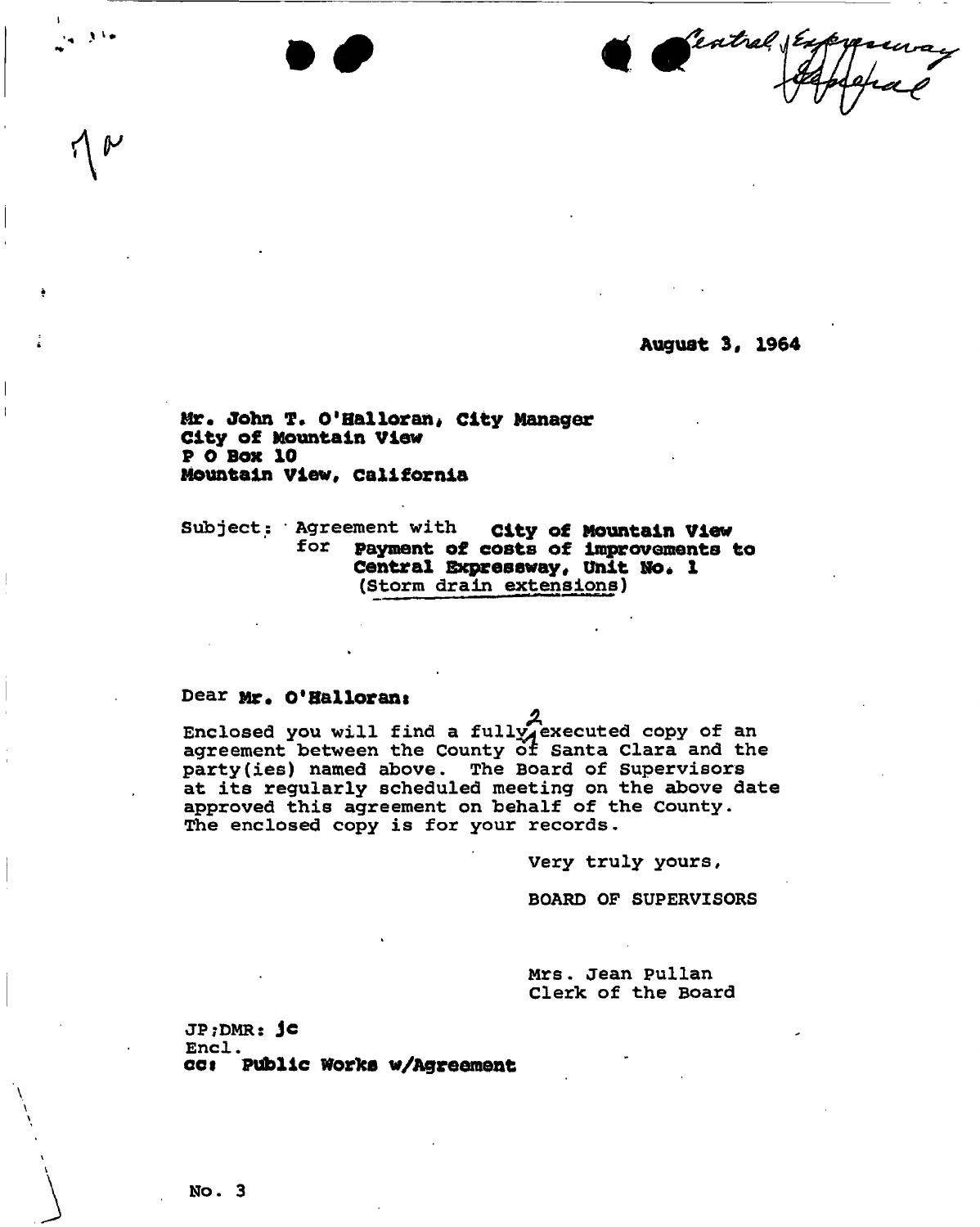Central Expressway
Appeal

August 3, 1964

**Mr. John T. O'Halloran, City Manager**
**City of Mountain View**
**P O Box 10**
**Mountain View, California**

Subject: Agreement with **City of Mountain View**
for **Payment of costs of improvements to Central Expressway, Unit No. 1**
(Storm drain extensions)

Dear **Mr. O'Halloran:**

Enclosed you will find a fully executed copy of an agreement between the County of Santa Clara and the party(ies) named above. The Board of Supervisors at its regularly scheduled meeting on the above date approved this agreement on behalf of the County. The enclosed copy is for your records.

Very truly yours,

BOARD OF SUPERVISORS

Mrs. Jean Pullan
Clerk of the Board

JP;DMR: **jc**
Encl.
**cc: Public Works w/Agreement**

No. 3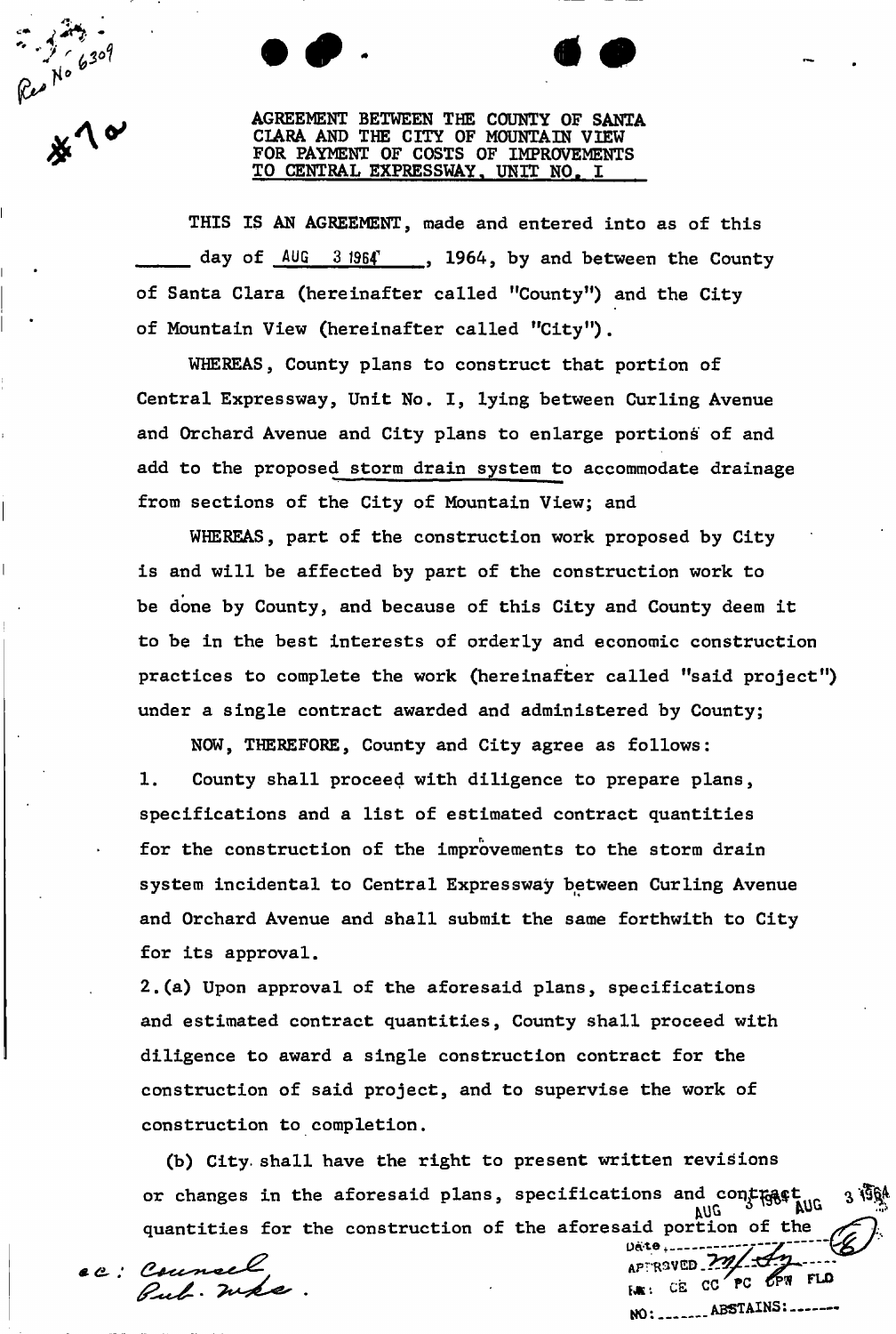Res No 6309

#1a

**AGREEMENT BETWEEN THE COUNTY OF SANTA CLARA AND THE CITY OF MOUNTAIN VIEW FOR PAYMENT OF COSTS OF IMPROVEMENTS TO CENTRAL EXPRESSWAY, UNIT NO. I**

THIS IS AN AGREEMENT, made and entered into as of this _____ day of AUG 3 1964, 1964, by and between the County of Santa Clara (hereinafter called "County") and the City of Mountain View (hereinafter called "City").

WHEREAS, County plans to construct that portion of Central Expressway, Unit No. I, lying between Curling Avenue and Orchard Avenue and City plans to enlarge portions of and add to the proposed storm drain system to accommodate drainage from sections of the City of Mountain View; and

WHEREAS, part of the construction work proposed by City is and will be affected by part of the construction work to be done by County, and because of this City and County deem it to be in the best interests of orderly and economic construction practices to complete the work (hereinafter called "said project") under a single contract awarded and administered by County;

NOW, THEREFORE, County and City agree as follows:

1. County shall proceed with diligence to prepare plans, specifications and a list of estimated contract quantities for the construction of the improvements to the storm drain system incidental to Central Expressway between Curling Avenue and Orchard Avenue and shall submit the same forthwith to City for its approval.

2.(a) Upon approval of the aforesaid plans, specifications and estimated contract quantities, County shall proceed with diligence to award a single construction contract for the construction of said project, and to supervise the work of construction to completion.

(b) City shall have the right to present written revisions or changes in the aforesaid plans, specifications and contract quantities for the construction of the aforesaid portion of the

cc: Counsel
Pub. Wks.

AUG 3 1964

Date ____________
APPROVED 7m/ 2-y
Fwd: CE CC PC OPW FLD
NO: _______ ABSTAINS: _______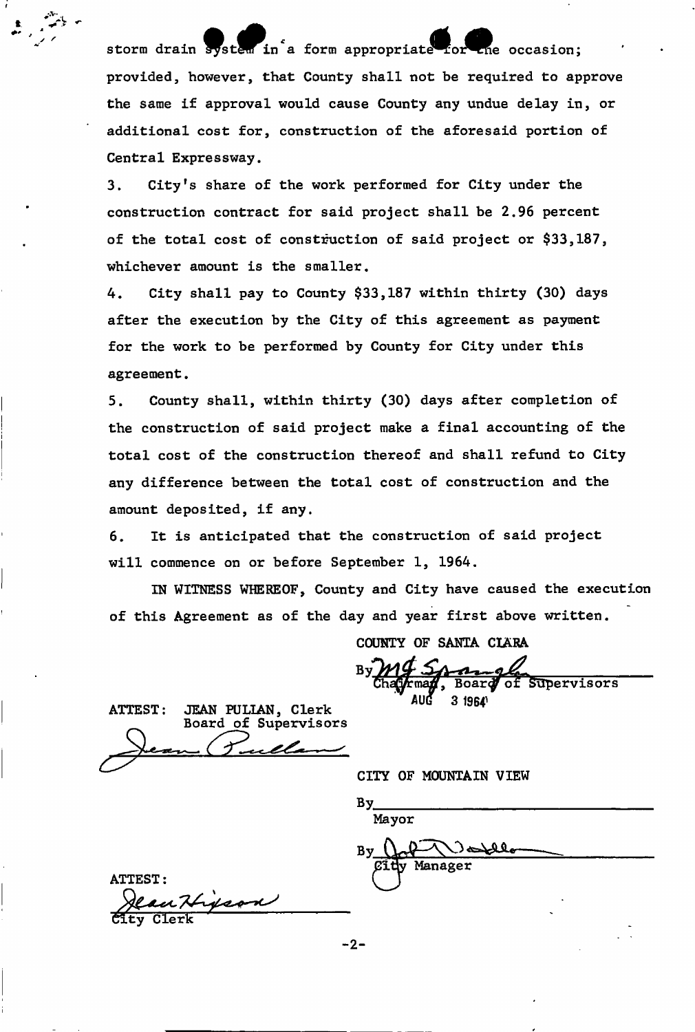storm drain system in a form appropriate for the occasion; provided, however, that County shall not be required to approve the same if approval would cause County any undue delay in, or additional cost for, construction of the aforesaid portion of Central Expressway.

3. City's share of the work performed for City under the construction contract for said project shall be 2.96 percent of the total cost of construction of said project or $33,187, whichever amount is the smaller.

4. City shall pay to County $33,187 within thirty (30) days after the execution by the City of this agreement as payment for the work to be performed by County for City under this agreement.

5. County shall, within thirty (30) days after completion of the construction of said project make a final accounting of the total cost of the construction thereof and shall refund to City any difference between the total cost of construction and the amount deposited, if any.

6. It is anticipated that the construction of said project will commence on or before September 1, 1964.

IN WITNESS WHEREOF, County and City have caused the execution of this Agreement as of the day and year first above written.

COUNTY OF SANTA CLARA

By *M G Spangle*
Chairman, Board of Supervisors
AUG 3 1964

ATTEST: JEAN PULLAN, Clerk
Board of Supervisors
*Jean Pullan*

CITY OF MOUNTAIN VIEW

By ______________________
Mayor

By *[signature]*
City Manager

ATTEST:
*Jean Hyson*
City Clerk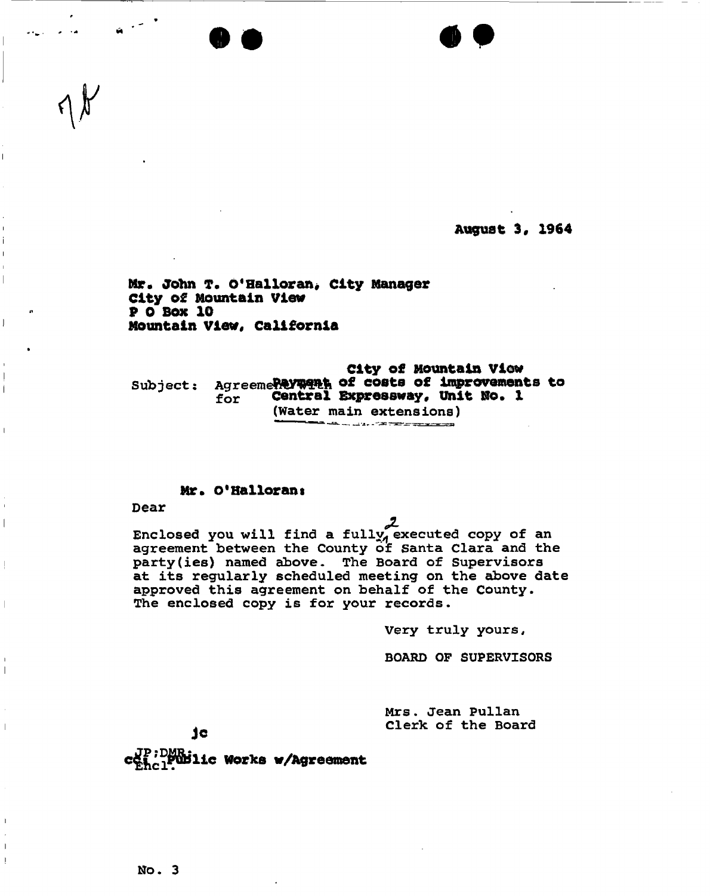August 3, 1964

Mr. John T. O'Halloran, City Manager
City of Mountain View
P O Box 10
Mountain View, California

Subject: Agreement with City of Mountain View for Payment of costs of improvements to Central Expressway, Unit No. 1 (Water main extensions)

Dear Mr. O'Halloran:

Enclosed you will find a fully executed copy of an agreement between the County of Santa Clara and the party(ies) named above. The Board of Supervisors at its regularly scheduled meeting on the above date approved this agreement on behalf of the County. The enclosed copy is for your records.

Very truly yours,

BOARD OF SUPERVISORS

Mrs. Jean Pullan
Clerk of the Board

jc

JP:DMR:
Encl.
cc: Public Works w/Agreement

No. 3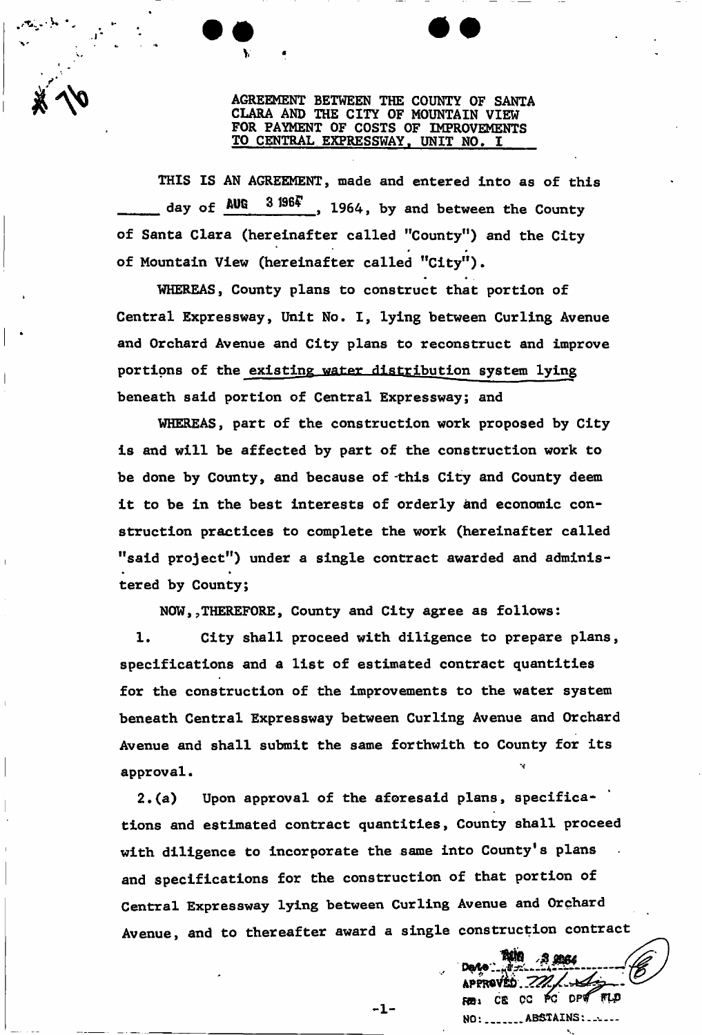# AGREEMENT BETWEEN THE COUNTY OF SANTA CLARA AND THE CITY OF MOUNTAIN VIEW FOR PAYMENT OF COSTS OF IMPROVEMENTS TO CENTRAL EXPRESSWAY, UNIT NO. I

THIS IS AN AGREEMENT, made and entered into as of this _____ day of AUG 3 1964, 1964, by and between the County of Santa Clara (hereinafter called "County") and the City of Mountain View (hereinafter called "City").

WHEREAS, County plans to construct that portion of Central Expressway, Unit No. I, lying between Curling Avenue and Orchard Avenue and City plans to reconstruct and improve portions of the existing water distribution system lying beneath said portion of Central Expressway; and

WHEREAS, part of the construction work proposed by City is and will be affected by part of the construction work to be done by County, and because of this City and County deem it to be in the best interests of orderly and economic construction practices to complete the work (hereinafter called "said project") under a single contract awarded and administered by County;

NOW, THEREFORE, County and City agree as follows:

1. City shall proceed with diligence to prepare plans, specifications and a list of estimated contract quantities for the construction of the improvements to the water system beneath Central Expressway between Curling Avenue and Orchard Avenue and shall submit the same forthwith to County for its approval.

2.(a) Upon approval of the aforesaid plans, specifications and estimated contract quantities, County shall proceed with diligence to incorporate the same into County's plans and specifications for the construction of that portion of Central Expressway lying between Curling Avenue and Orchard Avenue, and to thereafter award a single construction contract

Date: AUG 3 1964
APPROVED: ________
RE: CE CC PC DPW FLD
NO: _______ ABSTAINS: _____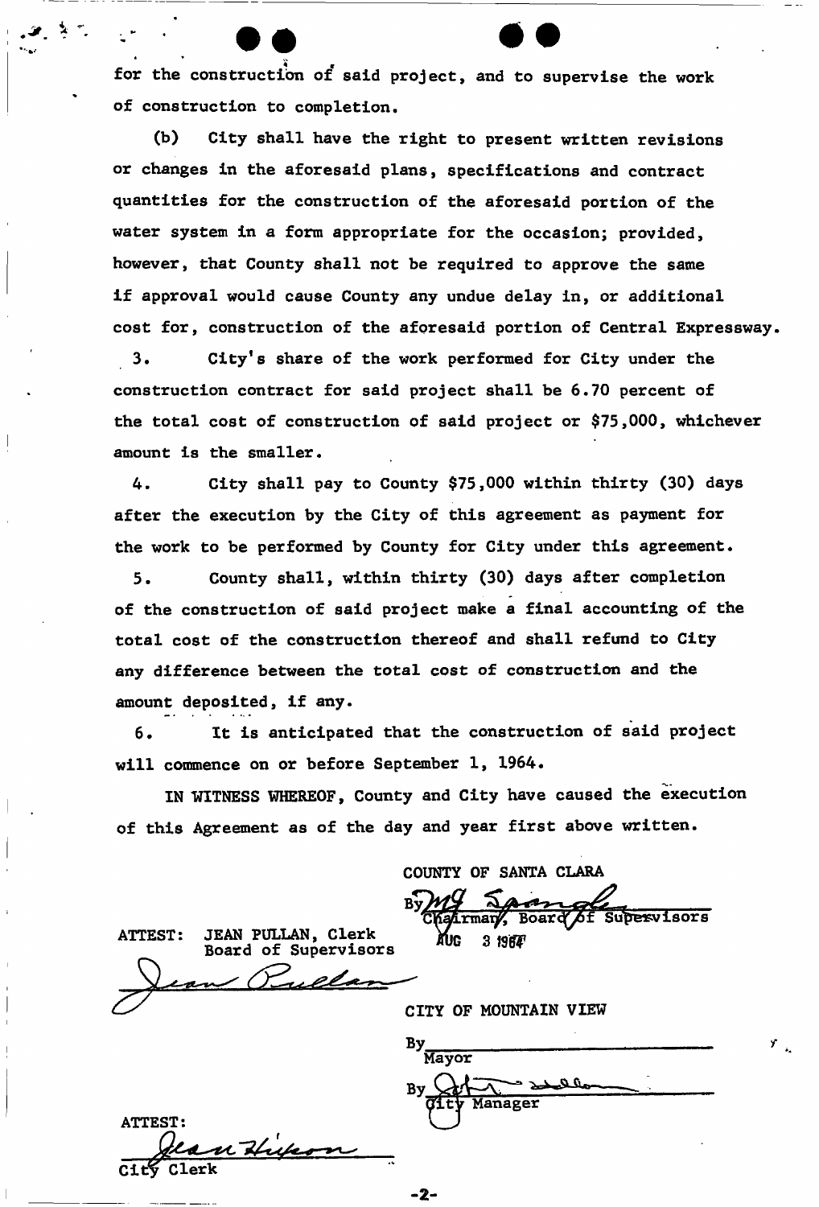for the construction of said project, and to supervise the work of construction to completion.

(b) City shall have the right to present written revisions or changes in the aforesaid plans, specifications and contract quantities for the construction of the aforesaid portion of the water system in a form appropriate for the occasion; provided, however, that County shall not be required to approve the same if approval would cause County any undue delay in, or additional cost for, construction of the aforesaid portion of Central Expressway.

3. City's share of the work performed for City under the construction contract for said project shall be 6.70 percent of the total cost of construction of said project or $75,000, whichever amount is the smaller.

4. City shall pay to County $75,000 within thirty (30) days after the execution by the City of this agreement as payment for the work to be performed by County for City under this agreement.

5. County shall, within thirty (30) days after completion of the construction of said project make a final accounting of the total cost of the construction thereof and shall refund to City any difference between the total cost of construction and the amount deposited, if any.

6. It is anticipated that the construction of said project will commence on or before September 1, 1964.

IN WITNESS WHEREOF, County and City have caused the execution of this Agreement as of the day and year first above written.

COUNTY OF SANTA CLARA

By *[signature]*
Chairman, Board of Supervisors
AUG 3 1964

ATTEST: JEAN PULLAN, Clerk
Board of Supervisors

*[signature: Jean Pullan]*

CITY OF MOUNTAIN VIEW

By ______________________
Mayor

By *[signature]*
City Manager

ATTEST:

*[signature]*
City Clerk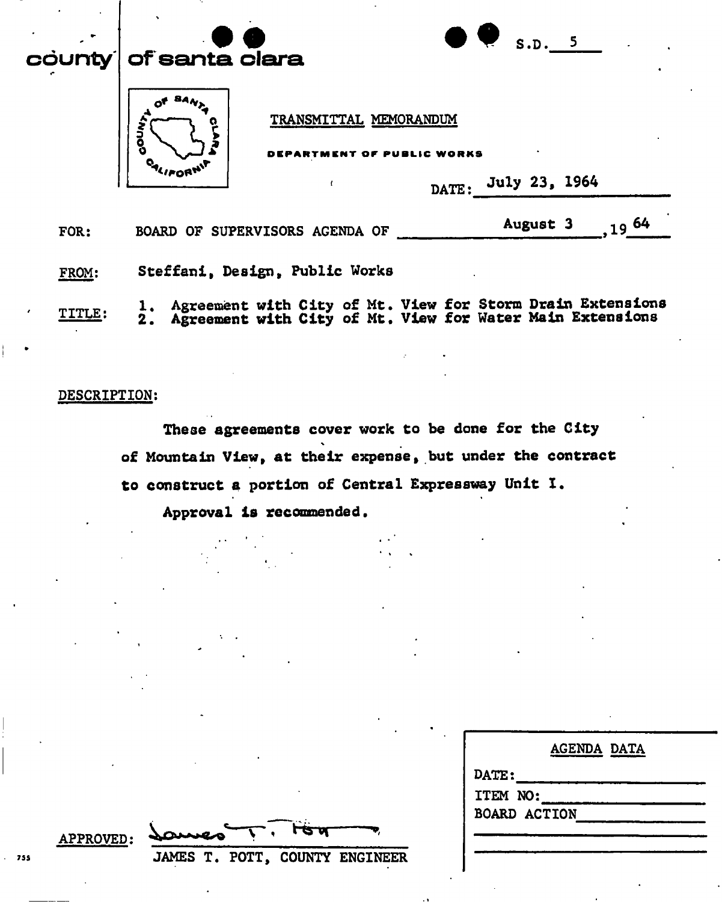# county of santa clara

S.D. 5

TRANSMITTAL MEMORANDUM

DEPARTMENT OF PUBLIC WORKS

DATE: July 23, 1964

FOR: BOARD OF SUPERVISORS AGENDA OF August 3, 1964

FROM: Steffani, Design, Public Works

TITLE:
1. Agreement with City of Mt. View for Storm Drain Extensions
2. Agreement with City of Mt. View for Water Main Extensions

DESCRIPTION:

These agreements cover work to be done for the City of Mountain View, at their expense, but under the contract to construct a portion of Central Expressway Unit I.

Approval is recommended.

APPROVED: James T. Pott

JAMES T. POTT, COUNTY ENGINEER

| AGENDA DATA |
| --- |
| DATE: |
| ITEM NO: |
| BOARD ACTION |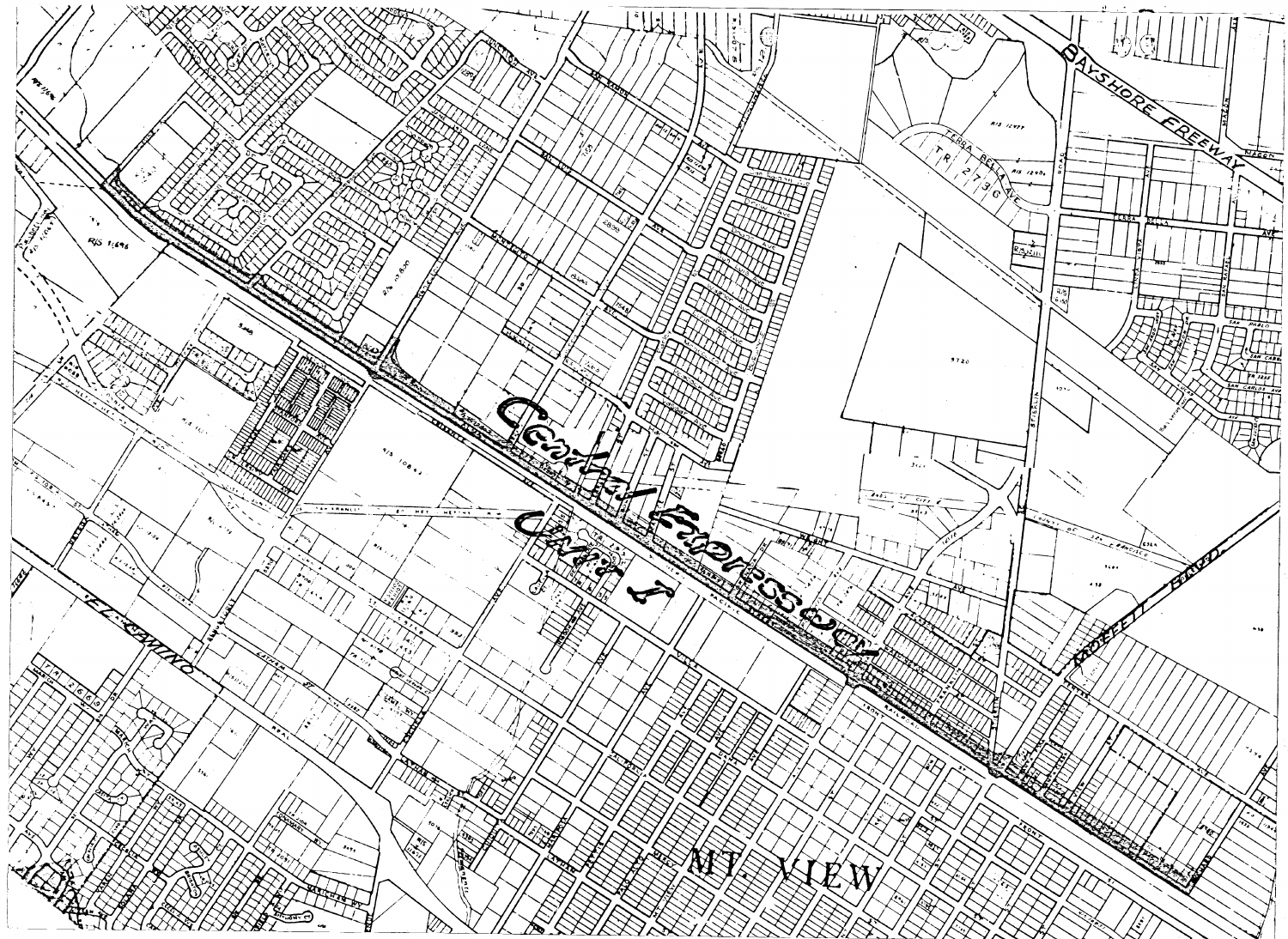Central Expressway
Unit 1

BAYSHORE FREEWAY

TERRA BELLA AVE

TR 2736

MOFFETT BLVD

EL CAMINO

REAL

MT. VIEW